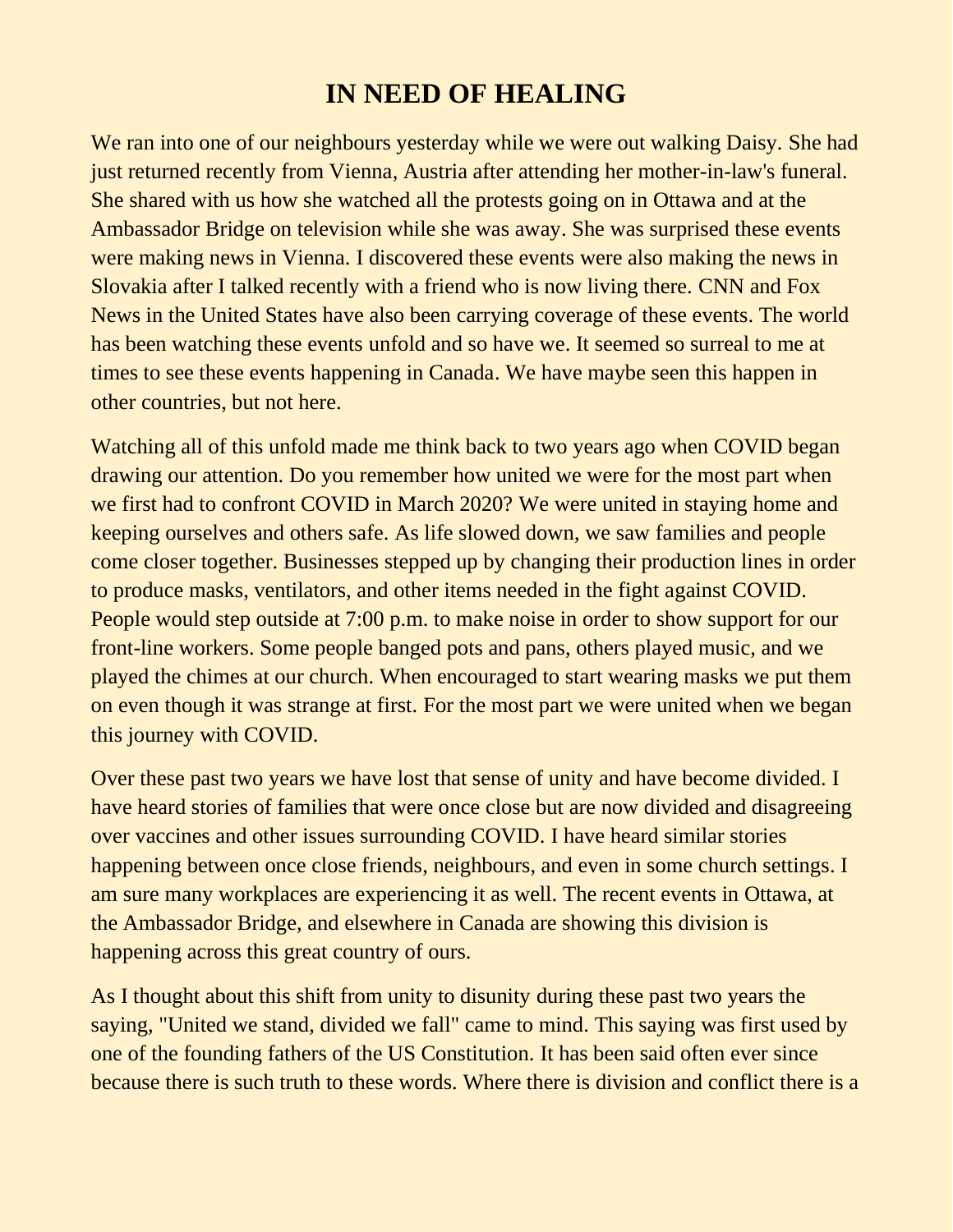# IN NEED OF HEALING

We ran into one of our neighbours yesterday while we were out walking Daisy. She had just returned recently from Vienna, Austria after attending her mother-in-law's funeral. She shared with us how she watched all the protests going on in Ottawa and at the Ambassador Bridge on television while she was away. She was surprised these events were making news in Vienna. I discovered these events were also making the news in Slovakia after I talked recently with a friend who is now living there. CNN and Fox News in the United States have also been carrying coverage of these events. The world has been watching these events unfold and so have we. It seemed so surreal to me at times to see these events happening in Canada. We have maybe seen this happen in other countries, but not here.

Watching all of this unfold made me think back to two years ago when COVID began drawing our attention. Do you remember how united we were for the most part when we first had to confront COVID in March 2020? We were united in staying home and keeping ourselves and others safe. As life slowed down, we saw families and people come closer together. Businesses stepped up by changing their production lines in order to produce masks, ventilators, and other items needed in the fight against COVID. People would step outside at 7:00 p.m. to make noise in order to show support for our front-line workers. Some people banged pots and pans, others played music, and we played the chimes at our church. When encouraged to start wearing masks we put them on even though it was strange at first. For the most part we were united when we began this journey with COVID.

Over these past two years we have lost that sense of unity and have become divided. I have heard stories of families that were once close but are now divided and disagreeing over vaccines and other issues surrounding COVID. I have heard similar stories happening between once close friends, neighbours, and even in some church settings. I am sure many workplaces are experiencing it as well. The recent events in Ottawa, at the Ambassador Bridge, and elsewhere in Canada are showing this division is happening across this great country of ours.

As I thought about this shift from unity to disunity during these past two years the saying, "United we stand, divided we fall" came to mind. This saying was first used by one of the founding fathers of the US Constitution. It has been said often ever since because there is such truth to these words. Where there is division and conflict there is a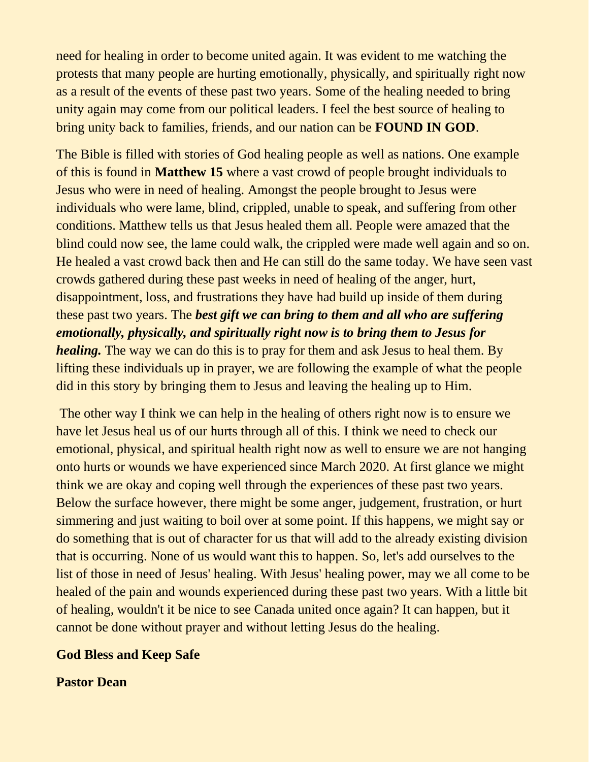need for healing in order to become united again. It was evident to me watching the protests that many people are hurting emotionally, physically, and spiritually right now as a result of the events of these past two years. Some of the healing needed to bring unity again may come from our political leaders. I feel the best source of healing to bring unity back to families, friends, and our nation can be **FOUND IN GOD**.

The Bible is filled with stories of God healing people as well as nations. One example of this is found in **Matthew 15** where a vast crowd of people brought individuals to Jesus who were in need of healing. Amongst the people brought to Jesus were individuals who were lame, blind, crippled, unable to speak, and suffering from other conditions. Matthew tells us that Jesus healed them all. People were amazed that the blind could now see, the lame could walk, the crippled were made well again and so on. He healed a vast crowd back then and He can still do the same today. We have seen vast crowds gathered during these past weeks in need of healing of the anger, hurt, disappointment, loss, and frustrations they have had build up inside of them during these past two years. The ***best gift we can bring to them and all who are suffering emotionally, physically, and spiritually right now is to bring them to Jesus for healing.*** The way we can do this is to pray for them and ask Jesus to heal them. By lifting these individuals up in prayer, we are following the example of what the people did in this story by bringing them to Jesus and leaving the healing up to Him.

The other way I think we can help in the healing of others right now is to ensure we have let Jesus heal us of our hurts through all of this. I think we need to check our emotional, physical, and spiritual health right now as well to ensure we are not hanging onto hurts or wounds we have experienced since March 2020. At first glance we might think we are okay and coping well through the experiences of these past two years. Below the surface however, there might be some anger, judgement, frustration, or hurt simmering and just waiting to boil over at some point. If this happens, we might say or do something that is out of character for us that will add to the already existing division that is occurring. None of us would want this to happen. So, let's add ourselves to the list of those in need of Jesus' healing. With Jesus' healing power, may we all come to be healed of the pain and wounds experienced during these past two years. With a little bit of healing, wouldn't it be nice to see Canada united once again? It can happen, but it cannot be done without prayer and without letting Jesus do the healing.

**God Bless and Keep Safe**

**Pastor Dean**